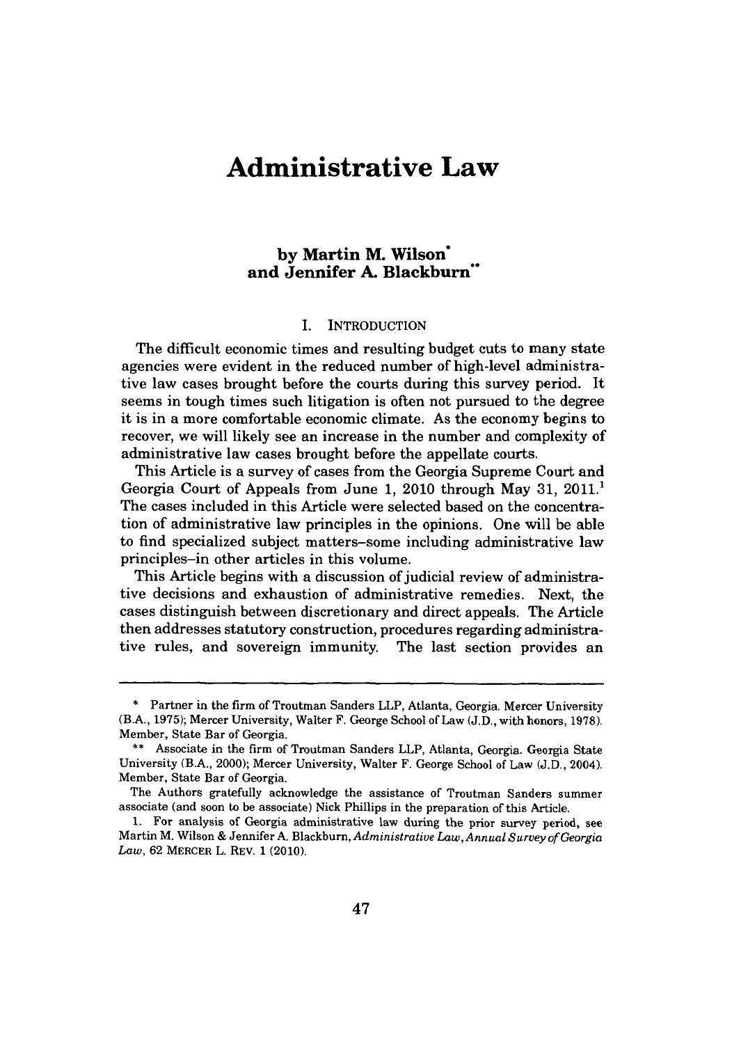# Administrative Law

### by Martin M. Wilson* and Jennifer A. Blackburn**

## I. INTRODUCTION

The difficult economic times and resulting budget cuts to many state agencies were evident in the reduced number of high-level administrative law cases brought before the courts during this survey period. It seems in tough times such litigation is often not pursued to the degree it is in a more comfortable economic climate. As the economy begins to recover, we will likely see an increase in the number and complexity of administrative law cases brought before the appellate courts.

This Article is a survey of cases from the Georgia Supreme Court and Georgia Court of Appeals from June 1, 2010 through May 31, 2011.[1] The cases included in this Article were selected based on the concentration of administrative law principles in the opinions. One will be able to find specialized subject matters–some including administrative law principles–in other articles in this volume.

This Article begins with a discussion of judicial review of administrative decisions and exhaustion of administrative remedies. Next, the cases distinguish between discretionary and direct appeals. The Article then addresses statutory construction, procedures regarding administrative rules, and sovereign immunity. The last section provides an

---

\* Partner in the firm of Troutman Sanders LLP, Atlanta, Georgia. Mercer University (B.A., 1975); Mercer University, Walter F. George School of Law (J.D., with honors, 1978). Member, State Bar of Georgia.

\*\* Associate in the firm of Troutman Sanders LLP, Atlanta, Georgia. Georgia State University (B.A., 2000); Mercer University, Walter F. George School of Law (J.D., 2004). Member, State Bar of Georgia.

The Authors gratefully acknowledge the assistance of Troutman Sanders summer associate (and soon to be associate) Nick Phillips in the preparation of this Article.

1. For analysis of Georgia administrative law during the prior survey period, see Martin M. Wilson & Jennifer A. Blackburn, *Administrative Law, Annual Survey of Georgia Law*, 62 MERCER L. REV. 1 (2010).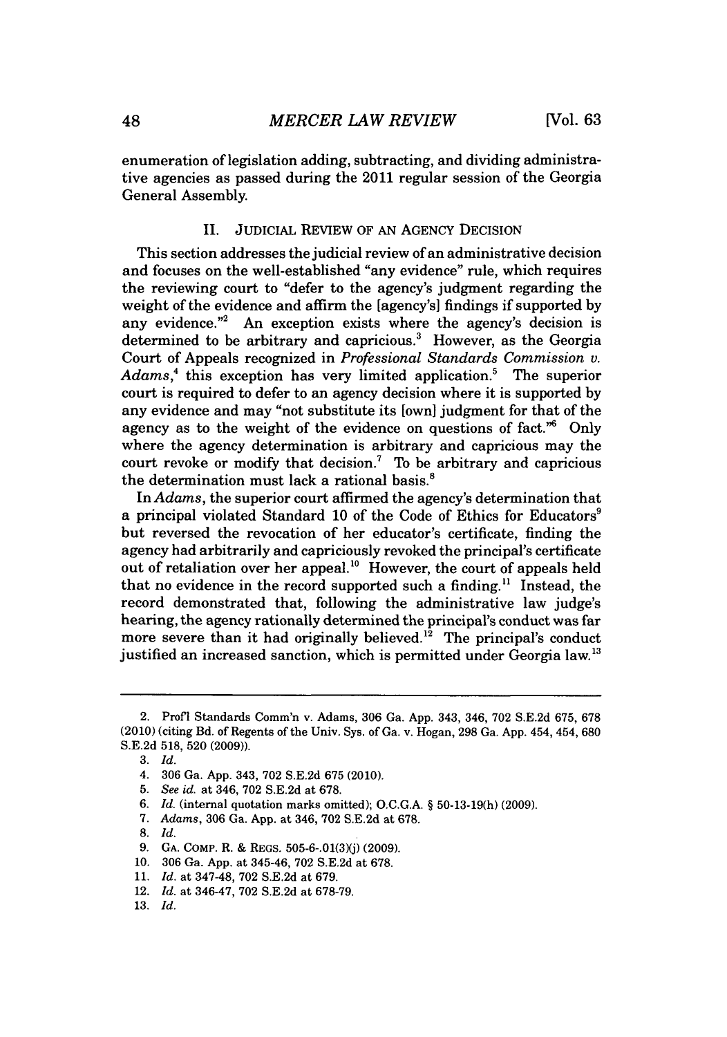enumeration of legislation adding, subtracting, and dividing administrative agencies as passed during the 2011 regular session of the Georgia General Assembly.

## II. JUDICIAL REVIEW OF AN AGENCY DECISION

This section addresses the judicial review of an administrative decision and focuses on the well-established "any evidence" rule, which requires the reviewing court to "defer to the agency's judgment regarding the weight of the evidence and affirm the [agency's] findings if supported by any evidence."[2] An exception exists where the agency's decision is determined to be arbitrary and capricious.[3] However, as the Georgia Court of Appeals recognized in *Professional Standards Commission v. Adams*,[4] this exception has very limited application.[5] The superior court is required to defer to an agency decision where it is supported by any evidence and may "not substitute its [own] judgment for that of the agency as to the weight of the evidence on questions of fact."[6] Only where the agency determination is arbitrary and capricious may the court revoke or modify that decision.[7] To be arbitrary and capricious the determination must lack a rational basis.[8]

In *Adams*, the superior court affirmed the agency's determination that a principal violated Standard 10 of the Code of Ethics for Educators[9] but reversed the revocation of her educator's certificate, finding the agency had arbitrarily and capriciously revoked the principal's certificate out of retaliation over her appeal.[10] However, the court of appeals held that no evidence in the record supported such a finding.[11] Instead, the record demonstrated that, following the administrative law judge's hearing, the agency rationally determined the principal's conduct was far more severe than it had originally believed.[12] The principal's conduct justified an increased sanction, which is permitted under Georgia law.[13]

---

2. Prof'l Standards Comm'n v. Adams, 306 Ga. App. 343, 346, 702 S.E.2d 675, 678 (2010) (citing Bd. of Regents of the Univ. Sys. of Ga. v. Hogan, 298 Ga. App. 454, 454, 680 S.E.2d 518, 520 (2009)).
3. *Id.*
4. 306 Ga. App. 343, 702 S.E.2d 675 (2010).
5. *See id.* at 346, 702 S.E.2d at 678.
6. *Id.* (internal quotation marks omitted); O.C.G.A. § 50-13-19(h) (2009).
7. *Adams*, 306 Ga. App. at 346, 702 S.E.2d at 678.
8. *Id.*
9. GA. COMP. R. & REGS. 505-6-.01(3)(j) (2009).
10. 306 Ga. App. at 345-46, 702 S.E.2d at 678.
11. *Id.* at 347-48, 702 S.E.2d at 679.
12. *Id.* at 346-47, 702 S.E.2d at 678-79.
13. *Id.*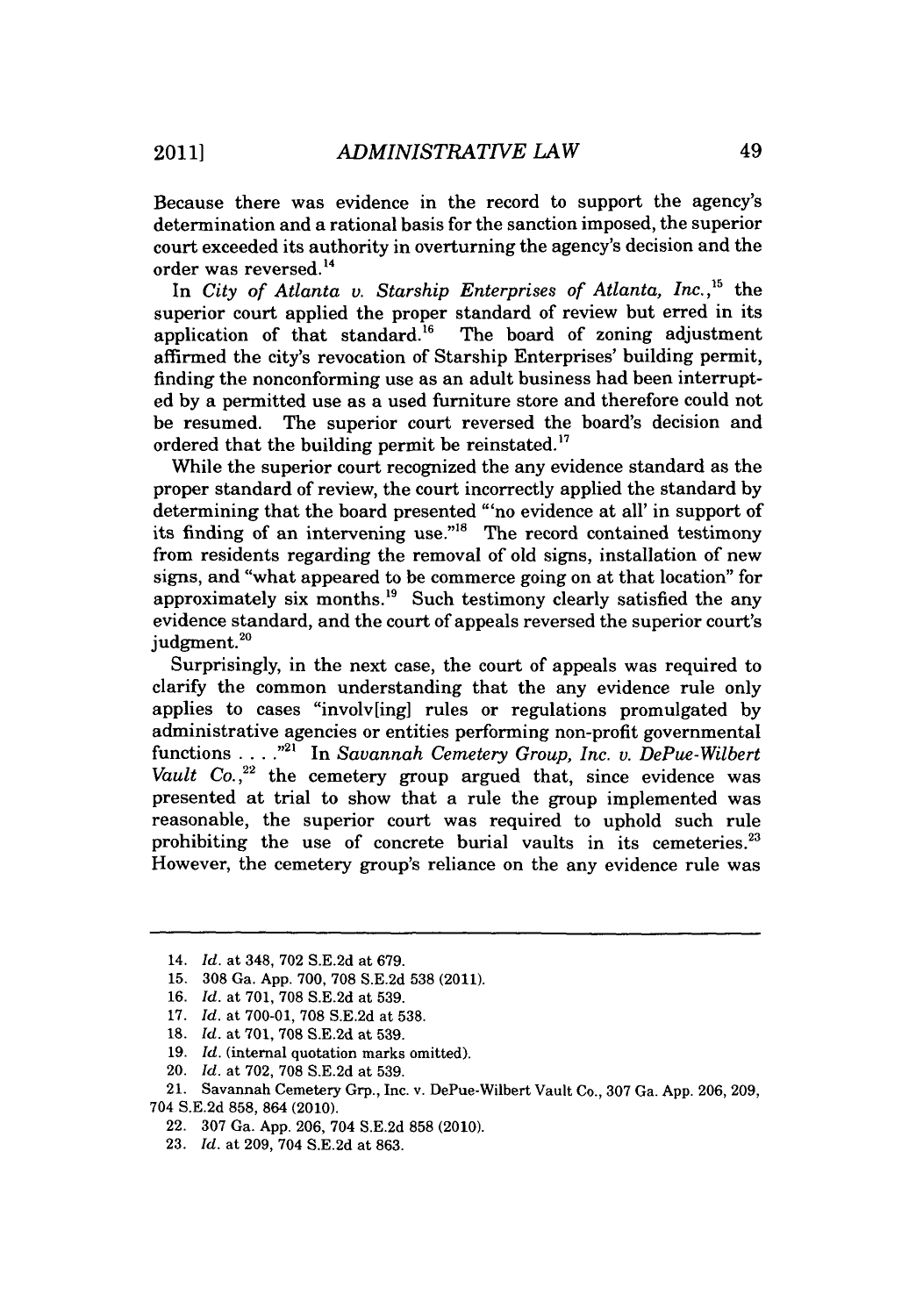Because there was evidence in the record to support the agency's determination and a rational basis for the sanction imposed, the superior court exceeded its authority in overturning the agency's decision and the order was reversed.[14]

In *City of Atlanta v. Starship Enterprises of Atlanta, Inc.*,[15] the superior court applied the proper standard of review but erred in its application of that standard.[16] The board of zoning adjustment affirmed the city's revocation of Starship Enterprises' building permit, finding the nonconforming use as an adult business had been interrupted by a permitted use as a used furniture store and therefore could not be resumed. The superior court reversed the board's decision and ordered that the building permit be reinstated.[17]

While the superior court recognized the any evidence standard as the proper standard of review, the court incorrectly applied the standard by determining that the board presented "'no evidence at all' in support of its finding of an intervening use."[18] The record contained testimony from residents regarding the removal of old signs, installation of new signs, and "what appeared to be commerce going on at that location" for approximately six months.[19] Such testimony clearly satisfied the any evidence standard, and the court of appeals reversed the superior court's judgment.[20]

Surprisingly, in the next case, the court of appeals was required to clarify the common understanding that the any evidence rule only applies to cases "involv[ing] rules or regulations promulgated by administrative agencies or entities performing non-profit governmental functions . . . ."[21] In *Savannah Cemetery Group, Inc. v. DePue-Wilbert Vault Co.*,[22] the cemetery group argued that, since evidence was presented at trial to show that a rule the group implemented was reasonable, the superior court was required to uphold such rule prohibiting the use of concrete burial vaults in its cemeteries.[23] However, the cemetery group's reliance on the any evidence rule was

---

14. *Id.* at 348, 702 S.E.2d at 679.
15. 308 Ga. App. 700, 708 S.E.2d 538 (2011).
16. *Id.* at 701, 708 S.E.2d at 539.
17. *Id.* at 700-01, 708 S.E.2d at 538.
18. *Id.* at 701, 708 S.E.2d at 539.
19. *Id.* (internal quotation marks omitted).
20. *Id.* at 702, 708 S.E.2d at 539.
21. Savannah Cemetery Grp., Inc. v. DePue-Wilbert Vault Co., 307 Ga. App. 206, 209, 704 S.E.2d 858, 864 (2010).
22. 307 Ga. App. 206, 704 S.E.2d 858 (2010).
23. *Id.* at 209, 704 S.E.2d at 863.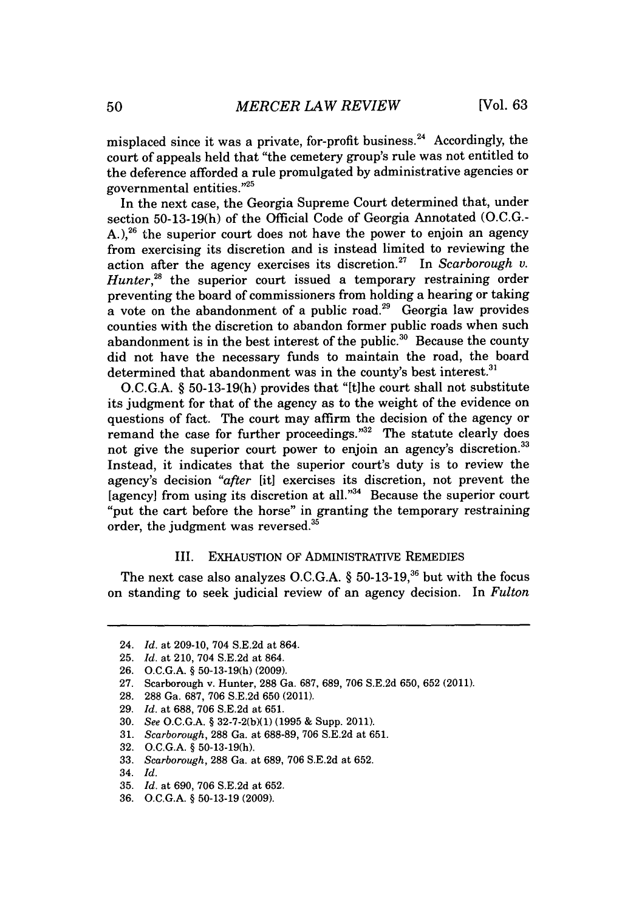misplaced since it was a private, for-profit business.[24] Accordingly, the court of appeals held that "the cemetery group's rule was not entitled to the deference afforded a rule promulgated by administrative agencies or governmental entities."[25]

In the next case, the Georgia Supreme Court determined that, under section 50-13-19(h) of the Official Code of Georgia Annotated (O.C.G.A.),[26] the superior court does not have the power to enjoin an agency from exercising its discretion and is instead limited to reviewing the action after the agency exercises its discretion.[27] In *Scarborough v. Hunter*,[28] the superior court issued a temporary restraining order preventing the board of commissioners from holding a hearing or taking a vote on the abandonment of a public road.[29] Georgia law provides counties with the discretion to abandon former public roads when such abandonment is in the best interest of the public.[30] Because the county did not have the necessary funds to maintain the road, the board determined that abandonment was in the county's best interest.[31]

O.C.G.A. § 50-13-19(h) provides that "[t]he court shall not substitute its judgment for that of the agency as to the weight of the evidence on questions of fact. The court may affirm the decision of the agency or remand the case for further proceedings."[32] The statute clearly does not give the superior court power to enjoin an agency's discretion.[33] Instead, it indicates that the superior court's duty is to review the agency's decision "*after* [it] exercises its discretion, not prevent the [agency] from using its discretion at all."[34] Because the superior court "put the cart before the horse" in granting the temporary restraining order, the judgment was reversed.[35]

## III. Exhaustion of Administrative Remedies

The next case also analyzes O.C.G.A. § 50-13-19,[36] but with the focus on standing to seek judicial review of an agency decision. In *Fulton*

---

24. *Id.* at 209-10, 704 S.E.2d at 864.
25. *Id.* at 210, 704 S.E.2d at 864.
26. O.C.G.A. § 50-13-19(h) (2009).
27. Scarborough v. Hunter, 288 Ga. 687, 689, 706 S.E.2d 650, 652 (2011).
28. 288 Ga. 687, 706 S.E.2d 650 (2011).
29. *Id.* at 688, 706 S.E.2d at 651.
30. *See* O.C.G.A. § 32-7-2(b)(1) (1995 & Supp. 2011).
31. *Scarborough*, 288 Ga. at 688-89, 706 S.E.2d at 651.
32. O.C.G.A. § 50-13-19(h).
33. *Scarborough*, 288 Ga. at 689, 706 S.E.2d at 652.
34. *Id.*
35. *Id.* at 690, 706 S.E.2d at 652.
36. O.C.G.A. § 50-13-19 (2009).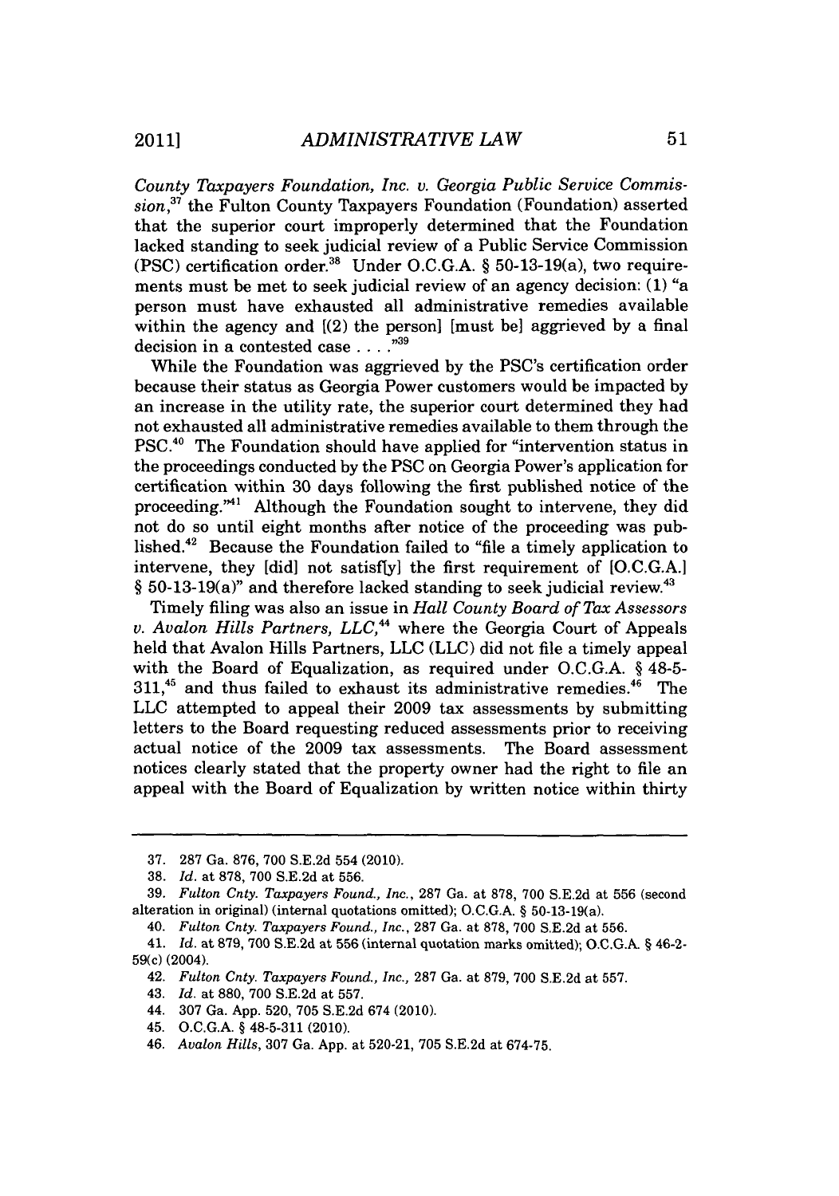*County Taxpayers Foundation, Inc. v. Georgia Public Service Commission*,[37] the Fulton County Taxpayers Foundation (Foundation) asserted that the superior court improperly determined that the Foundation lacked standing to seek judicial review of a Public Service Commission (PSC) certification order.[38] Under O.C.G.A. § 50-13-19(a), two requirements must be met to seek judicial review of an agency decision: (1) "a person must have exhausted all administrative remedies available within the agency and [(2) the person] [must be] aggrieved by a final decision in a contested case . . . ."[39]

While the Foundation was aggrieved by the PSC's certification order because their status as Georgia Power customers would be impacted by an increase in the utility rate, the superior court determined they had not exhausted all administrative remedies available to them through the PSC.[40] The Foundation should have applied for "intervention status in the proceedings conducted by the PSC on Georgia Power's application for certification within 30 days following the first published notice of the proceeding."[41] Although the Foundation sought to intervene, they did not do so until eight months after notice of the proceeding was published.[42] Because the Foundation failed to "file a timely application to intervene, they [did] not satisf[y] the first requirement of [O.C.G.A.] § 50-13-19(a)" and therefore lacked standing to seek judicial review.[43]

Timely filing was also an issue in *Hall County Board of Tax Assessors v. Avalon Hills Partners, LLC*,[44] where the Georgia Court of Appeals held that Avalon Hills Partners, LLC (LLC) did not file a timely appeal with the Board of Equalization, as required under O.C.G.A. § 48-5-311,[45] and thus failed to exhaust its administrative remedies.[46] The LLC attempted to appeal their 2009 tax assessments by submitting letters to the Board requesting reduced assessments prior to receiving actual notice of the 2009 tax assessments. The Board assessment notices clearly stated that the property owner had the right to file an appeal with the Board of Equalization by written notice within thirty

---

37. 287 Ga. 876, 700 S.E.2d 554 (2010).

38. *Id.* at 878, 700 S.E.2d at 556.

39. *Fulton Cnty. Taxpayers Found., Inc.*, 287 Ga. at 878, 700 S.E.2d at 556 (second alteration in original) (internal quotations omitted); O.C.G.A. § 50-13-19(a).

40. *Fulton Cnty. Taxpayers Found., Inc.*, 287 Ga. at 878, 700 S.E.2d at 556.

41. *Id.* at 879, 700 S.E.2d at 556 (internal quotation marks omitted); O.C.G.A. § 46-2-59(c) (2004).

42. *Fulton Cnty. Taxpayers Found., Inc.*, 287 Ga. at 879, 700 S.E.2d at 557.

43. *Id.* at 880, 700 S.E.2d at 557.

44. 307 Ga. App. 520, 705 S.E.2d 674 (2010).

45. O.C.G.A. § 48-5-311 (2010).

46. *Avalon Hills*, 307 Ga. App. at 520-21, 705 S.E.2d at 674-75.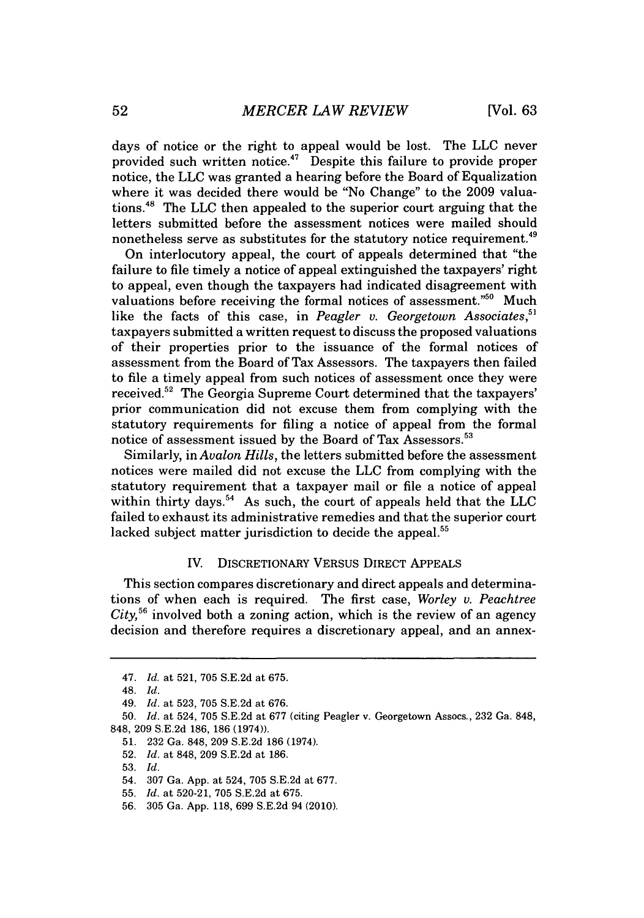days of notice or the right to appeal would be lost. The LLC never provided such written notice.[47] Despite this failure to provide proper notice, the LLC was granted a hearing before the Board of Equalization where it was decided there would be "No Change" to the 2009 valuations.[48] The LLC then appealed to the superior court arguing that the letters submitted before the assessment notices were mailed should nonetheless serve as substitutes for the statutory notice requirement.[49]

On interlocutory appeal, the court of appeals determined that "the failure to file timely a notice of appeal extinguished the taxpayers' right to appeal, even though the taxpayers had indicated disagreement with valuations before receiving the formal notices of assessment."[50] Much like the facts of this case, in *Peagler v. Georgetown Associates*,[51] taxpayers submitted a written request to discuss the proposed valuations of their properties prior to the issuance of the formal notices of assessment from the Board of Tax Assessors. The taxpayers then failed to file a timely appeal from such notices of assessment once they were received.[52] The Georgia Supreme Court determined that the taxpayers' prior communication did not excuse them from complying with the statutory requirements for filing a notice of appeal from the formal notice of assessment issued by the Board of Tax Assessors.[53]

Similarly, in *Avalon Hills*, the letters submitted before the assessment notices were mailed did not excuse the LLC from complying with the statutory requirement that a taxpayer mail or file a notice of appeal within thirty days.[54] As such, the court of appeals held that the LLC failed to exhaust its administrative remedies and that the superior court lacked subject matter jurisdiction to decide the appeal.[55]

## IV. DISCRETIONARY VERSUS DIRECT APPEALS

This section compares discretionary and direct appeals and determinations of when each is required. The first case, *Worley v. Peachtree City*,[56] involved both a zoning action, which is the review of an agency decision and therefore requires a discretionary appeal, and an annex-

---

47. *Id.* at 521, 705 S.E.2d at 675.
48. *Id.*
49. *Id.* at 523, 705 S.E.2d at 676.
50. *Id.* at 524, 705 S.E.2d at 677 (citing Peagler v. Georgetown Assocs., 232 Ga. 848, 848, 209 S.E.2d 186, 186 (1974)).
51. 232 Ga. 848, 209 S.E.2d 186 (1974).
52. *Id.* at 848, 209 S.E.2d at 186.
53. *Id.*
54. 307 Ga. App. at 524, 705 S.E.2d at 677.
55. *Id.* at 520-21, 705 S.E.2d at 675.
56. 305 Ga. App. 118, 699 S.E.2d 94 (2010).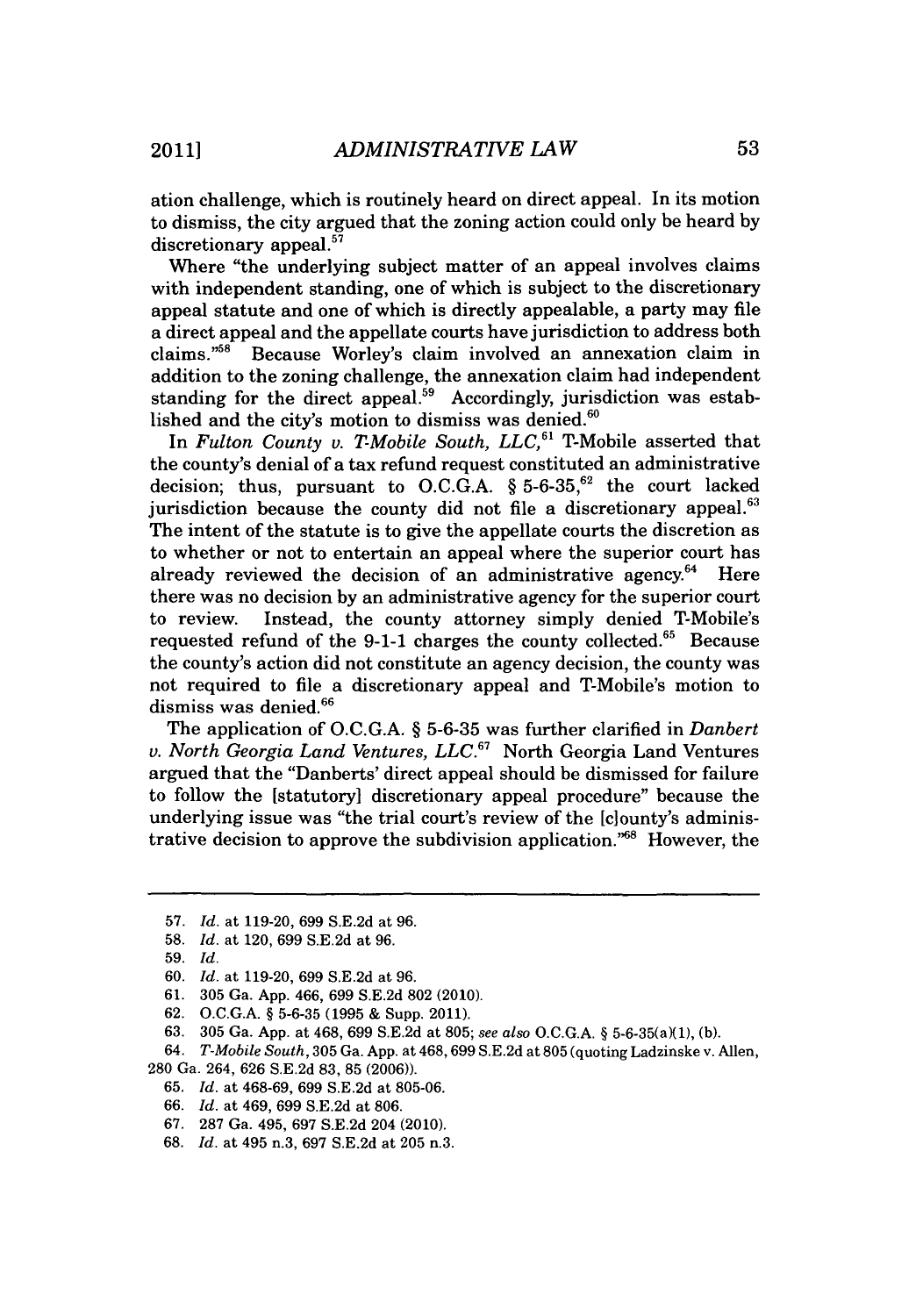ation challenge, which is routinely heard on direct appeal. In its motion to dismiss, the city argued that the zoning action could only be heard by discretionary appeal.[57]

Where "the underlying subject matter of an appeal involves claims with independent standing, one of which is subject to the discretionary appeal statute and one of which is directly appealable, a party may file a direct appeal and the appellate courts have jurisdiction to address both claims."[58] Because Worley's claim involved an annexation claim in addition to the zoning challenge, the annexation claim had independent standing for the direct appeal.[59] Accordingly, jurisdiction was established and the city's motion to dismiss was denied.[60]

In *Fulton County v. T-Mobile South, LLC*,[61] T-Mobile asserted that the county's denial of a tax refund request constituted an administrative decision; thus, pursuant to O.C.G.A. § 5-6-35,[62] the court lacked jurisdiction because the county did not file a discretionary appeal.[63] The intent of the statute is to give the appellate courts the discretion as to whether or not to entertain an appeal where the superior court has already reviewed the decision of an administrative agency.[64] Here there was no decision by an administrative agency for the superior court to review. Instead, the county attorney simply denied T-Mobile's requested refund of the 9-1-1 charges the county collected.[65] Because the county's action did not constitute an agency decision, the county was not required to file a discretionary appeal and T-Mobile's motion to dismiss was denied.[66]

The application of O.C.G.A. § 5-6-35 was further clarified in *Danbert v. North Georgia Land Ventures, LLC*.[67] North Georgia Land Ventures argued that the "Danberts' direct appeal should be dismissed for failure to follow the [statutory] discretionary appeal procedure" because the underlying issue was "the trial court's review of the [c]ounty's administrative decision to approve the subdivision application."[68] However, the

---

57. *Id.* at 119-20, 699 S.E.2d at 96.

58. *Id.* at 120, 699 S.E.2d at 96.

59. *Id.*

60. *Id.* at 119-20, 699 S.E.2d at 96.

61. 305 Ga. App. 466, 699 S.E.2d 802 (2010).

62. O.C.G.A. § 5-6-35 (1995 & Supp. 2011).

63. 305 Ga. App. at 468, 699 S.E.2d at 805; *see also* O.C.G.A. § 5-6-35(a)(1), (b).

64. *T-Mobile South*, 305 Ga. App. at 468, 699 S.E.2d at 805 (quoting Ladzinske v. Allen, 280 Ga. 264, 626 S.E.2d 83, 85 (2006)).

65. *Id.* at 468-69, 699 S.E.2d at 805-06.

66. *Id.* at 469, 699 S.E.2d at 806.

67. 287 Ga. 495, 697 S.E.2d 204 (2010).

68. *Id.* at 495 n.3, 697 S.E.2d at 205 n.3.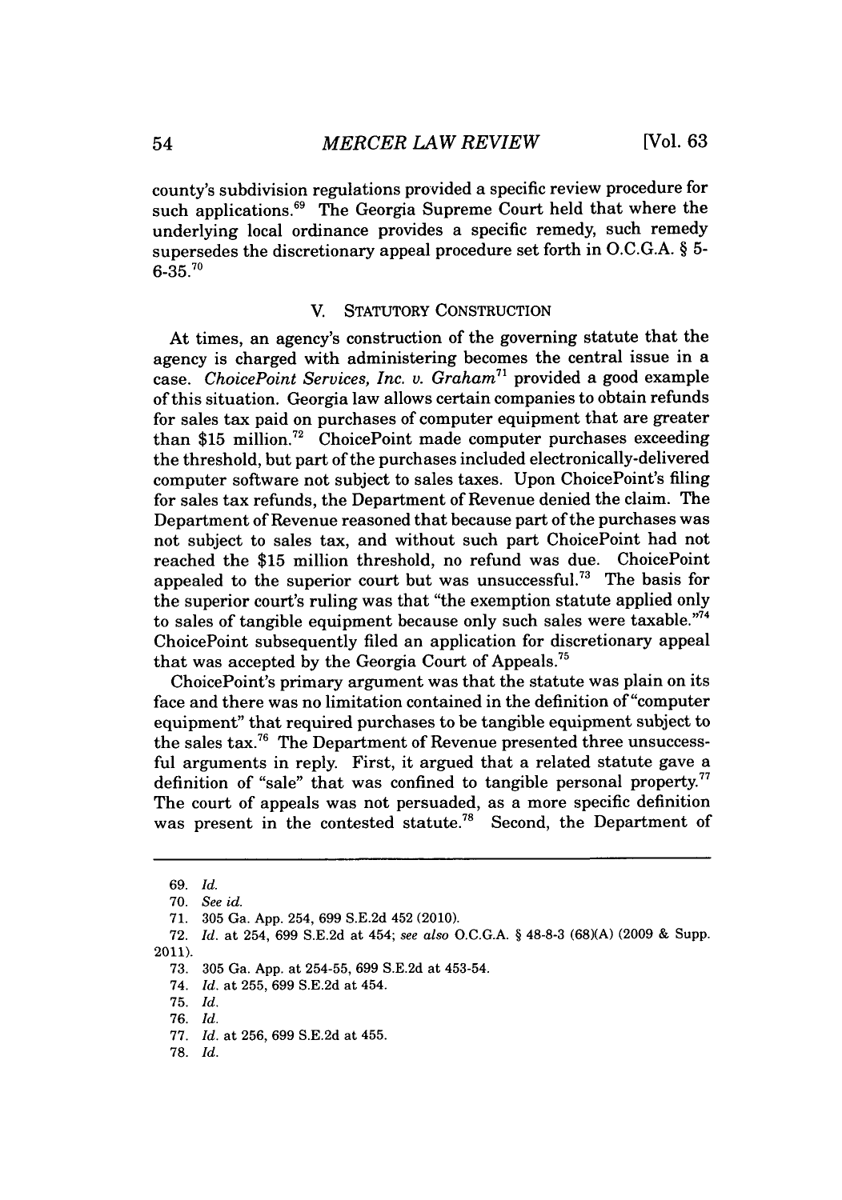county's subdivision regulations provided a specific review procedure for such applications.[69] The Georgia Supreme Court held that where the underlying local ordinance provides a specific remedy, such remedy supersedes the discretionary appeal procedure set forth in O.C.G.A. § 5-6-35.[70]

## V. STATUTORY CONSTRUCTION

At times, an agency's construction of the governing statute that the agency is charged with administering becomes the central issue in a case. *ChoicePoint Services, Inc. v. Graham*[71] provided a good example of this situation. Georgia law allows certain companies to obtain refunds for sales tax paid on purchases of computer equipment that are greater than $15 million.[72] ChoicePoint made computer purchases exceeding the threshold, but part of the purchases included electronically-delivered computer software not subject to sales taxes. Upon ChoicePoint's filing for sales tax refunds, the Department of Revenue denied the claim. The Department of Revenue reasoned that because part of the purchases was not subject to sales tax, and without such part ChoicePoint had not reached the $15 million threshold, no refund was due. ChoicePoint appealed to the superior court but was unsuccessful.[73] The basis for the superior court's ruling was that "the exemption statute applied only to sales of tangible equipment because only such sales were taxable."[74] ChoicePoint subsequently filed an application for discretionary appeal that was accepted by the Georgia Court of Appeals.[75]

ChoicePoint's primary argument was that the statute was plain on its face and there was no limitation contained in the definition of "computer equipment" that required purchases to be tangible equipment subject to the sales tax.[76] The Department of Revenue presented three unsuccessful arguments in reply. First, it argued that a related statute gave a definition of "sale" that was confined to tangible personal property.[77] The court of appeals was not persuaded, as a more specific definition was present in the contested statute.[78] Second, the Department of

---

69. *Id.*

70. *See id.*

71. 305 Ga. App. 254, 699 S.E.2d 452 (2010).

72. *Id.* at 254, 699 S.E.2d at 454; *see also* O.C.G.A. § 48-8-3 (68)(A) (2009 & Supp. 2011).

73. 305 Ga. App. at 254-55, 699 S.E.2d at 453-54.

74. *Id.* at 255, 699 S.E.2d at 454.

75. *Id.*

76. *Id.*

77. *Id.* at 256, 699 S.E.2d at 455.

78. *Id.*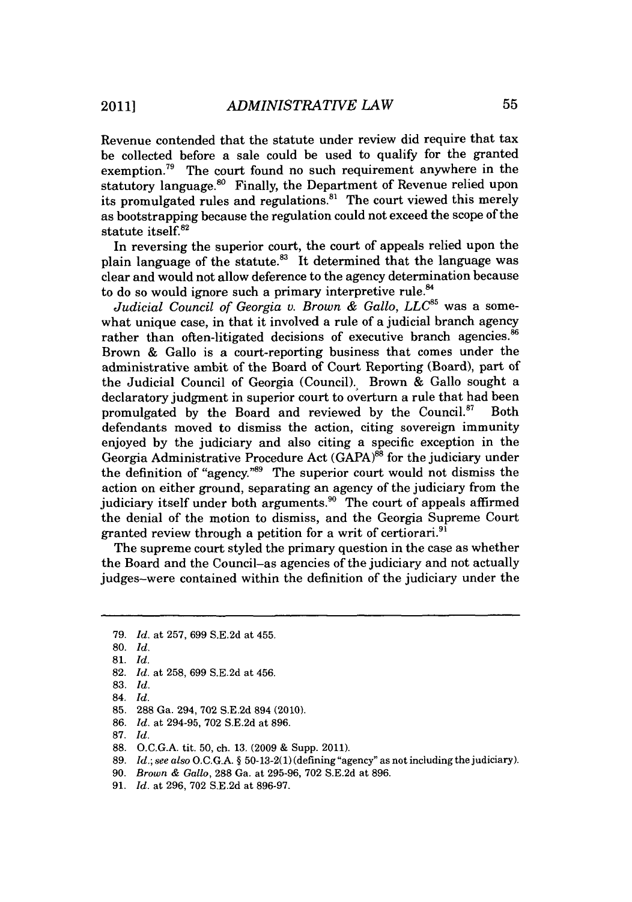Revenue contended that the statute under review did require that tax be collected before a sale could be used to qualify for the granted exemption.[79] The court found no such requirement anywhere in the statutory language.[80] Finally, the Department of Revenue relied upon its promulgated rules and regulations.[81] The court viewed this merely as bootstrapping because the regulation could not exceed the scope of the statute itself.[82]

In reversing the superior court, the court of appeals relied upon the plain language of the statute.[83] It determined that the language was clear and would not allow deference to the agency determination because to do so would ignore such a primary interpretive rule.[84]

*Judicial Council of Georgia v. Brown & Gallo, LLC*[85] was a somewhat unique case, in that it involved a rule of a judicial branch agency rather than often-litigated decisions of executive branch agencies.[86] Brown & Gallo is a court-reporting business that comes under the administrative ambit of the Board of Court Reporting (Board), part of the Judicial Council of Georgia (Council). Brown & Gallo sought a declaratory judgment in superior court to overturn a rule that had been promulgated by the Board and reviewed by the Council.[87] Both defendants moved to dismiss the action, citing sovereign immunity enjoyed by the judiciary and also citing a specific exception in the Georgia Administrative Procedure Act (GAPA)[88] for the judiciary under the definition of "agency."[89] The superior court would not dismiss the action on either ground, separating an agency of the judiciary from the judiciary itself under both arguments.[90] The court of appeals affirmed the denial of the motion to dismiss, and the Georgia Supreme Court granted review through a petition for a writ of certiorari.[91]

The supreme court styled the primary question in the case as whether the Board and the Council–as agencies of the judiciary and not actually judges–were contained within the definition of the judiciary under the

---

79. *Id.* at 257, 699 S.E.2d at 455.
80. *Id.*
81. *Id.*
82. *Id.* at 258, 699 S.E.2d at 456.
83. *Id.*
84. *Id.*
85. 288 Ga. 294, 702 S.E.2d 894 (2010).
86. *Id.* at 294-95, 702 S.E.2d at 896.
87. *Id.*
88. O.C.G.A. tit. 50, ch. 13. (2009 & Supp. 2011).
89. *Id.*; *see also* O.C.G.A. § 50-13-2(1) (defining "agency" as not including the judiciary).
90. *Brown & Gallo*, 288 Ga. at 295-96, 702 S.E.2d at 896.
91. *Id.* at 296, 702 S.E.2d at 896-97.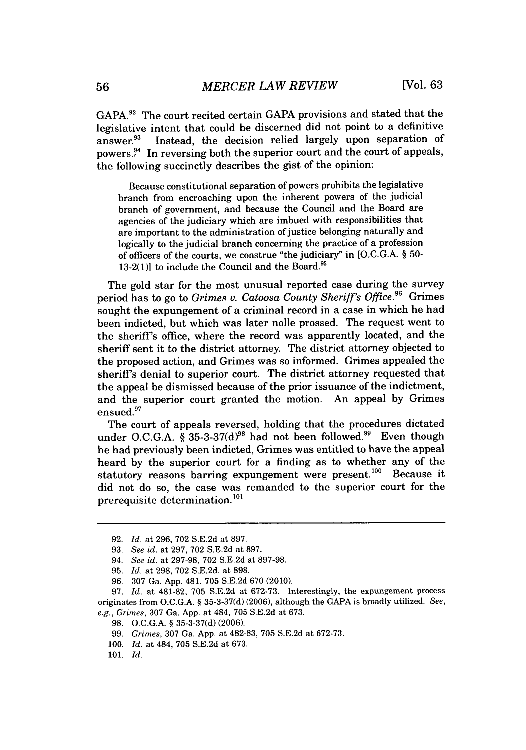GAPA.[92] The court recited certain GAPA provisions and stated that the legislative intent that could be discerned did not point to a definitive answer.[93] Instead, the decision relied largely upon separation of powers.[94] In reversing both the superior court and the court of appeals, the following succinctly describes the gist of the opinion:

> Because constitutional separation of powers prohibits the legislative branch from encroaching upon the inherent powers of the judicial branch of government, and because the Council and the Board are agencies of the judiciary which are imbued with responsibilities that are important to the administration of justice belonging naturally and logically to the judicial branch concerning the practice of a profession of officers of the courts, we construe "the judiciary" in [O.C.G.A. § 50-13-2(1)] to include the Council and the Board.[95]

The gold star for the most unusual reported case during the survey period has to go to *Grimes v. Catoosa County Sheriff's Office*.[96] Grimes sought the expungement of a criminal record in a case in which he had been indicted, but which was later nolle prossed. The request went to the sheriff's office, where the record was apparently located, and the sheriff sent it to the district attorney. The district attorney objected to the proposed action, and Grimes was so informed. Grimes appealed the sheriff's denial to superior court. The district attorney requested that the appeal be dismissed because of the prior issuance of the indictment, and the superior court granted the motion. An appeal by Grimes ensued.[97]

The court of appeals reversed, holding that the procedures dictated under O.C.G.A. § 35-3-37(d)[98] had not been followed.[99] Even though he had previously been indicted, Grimes was entitled to have the appeal heard by the superior court for a finding as to whether any of the statutory reasons barring expungement were present.[100] Because it did not do so, the case was remanded to the superior court for the prerequisite determination.[101]

---

92. *Id.* at 296, 702 S.E.2d at 897.

93. *See id.* at 297, 702 S.E.2d at 897.

94. *See id.* at 297-98, 702 S.E.2d at 897-98.

95. *Id.* at 298, 702 S.E.2d. at 898.

96. 307 Ga. App. 481, 705 S.E.2d 670 (2010).

97. *Id.* at 481-82, 705 S.E.2d at 672-73. Interestingly, the expungement process originates from O.C.G.A. § 35-3-37(d) (2006), although the GAPA is broadly utilized. *See, e.g., Grimes*, 307 Ga. App. at 484, 705 S.E.2d at 673.

98. O.C.G.A. § 35-3-37(d) (2006).

99. *Grimes*, 307 Ga. App. at 482-83, 705 S.E.2d at 672-73.

100. *Id.* at 484, 705 S.E.2d at 673.

101. *Id.*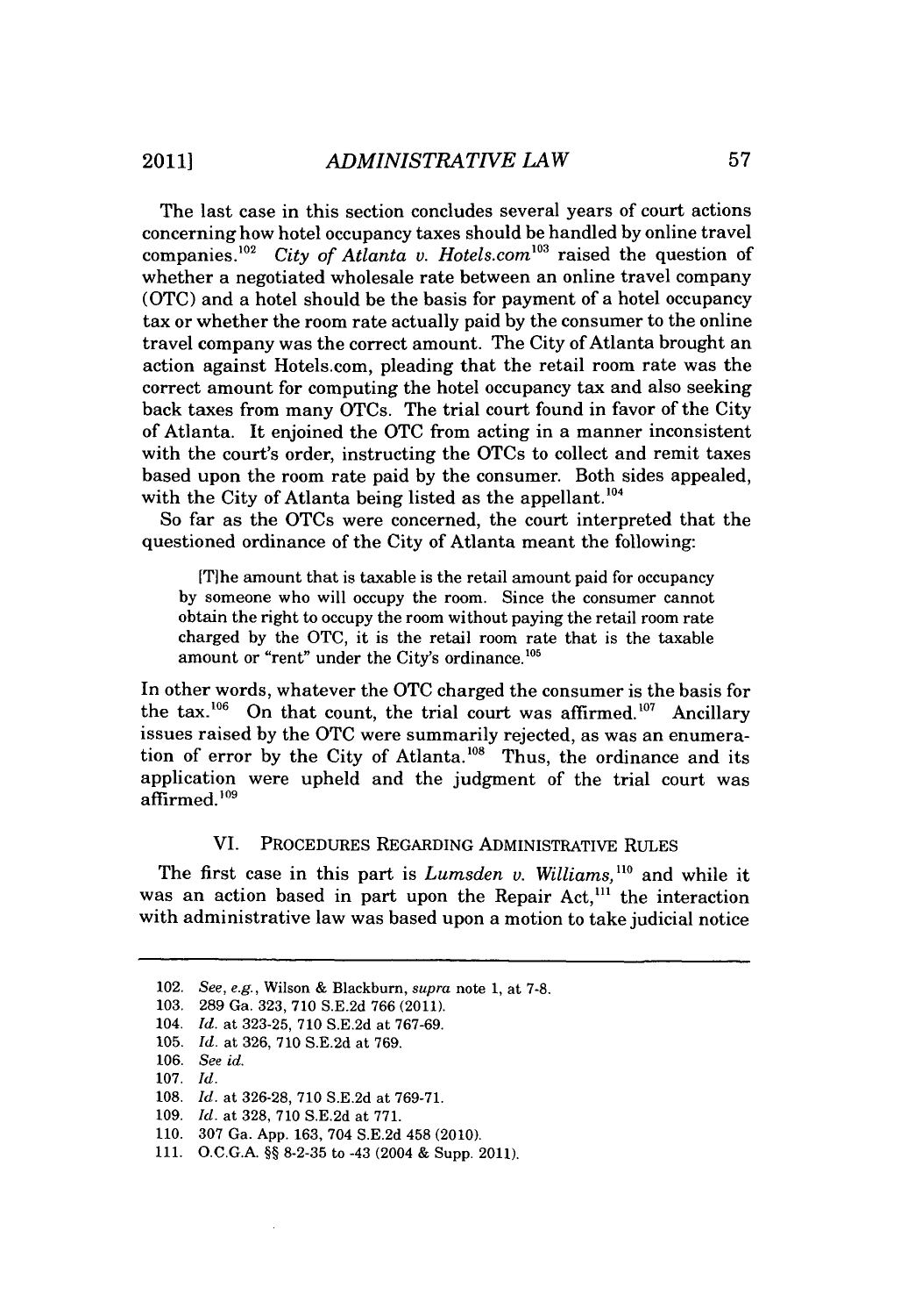The last case in this section concludes several years of court actions concerning how hotel occupancy taxes should be handled by online travel companies.[102] *City of Atlanta v. Hotels.com*[103] raised the question of whether a negotiated wholesale rate between an online travel company (OTC) and a hotel should be the basis for payment of a hotel occupancy tax or whether the room rate actually paid by the consumer to the online travel company was the correct amount. The City of Atlanta brought an action against Hotels.com, pleading that the retail room rate was the correct amount for computing the hotel occupancy tax and also seeking back taxes from many OTCs. The trial court found in favor of the City of Atlanta. It enjoined the OTC from acting in a manner inconsistent with the court's order, instructing the OTCs to collect and remit taxes based upon the room rate paid by the consumer. Both sides appealed, with the City of Atlanta being listed as the appellant.[104]

So far as the OTCs were concerned, the court interpreted that the questioned ordinance of the City of Atlanta meant the following:

> [T]he amount that is taxable is the retail amount paid for occupancy by someone who will occupy the room. Since the consumer cannot obtain the right to occupy the room without paying the retail room rate charged by the OTC, it is the retail room rate that is the taxable amount or "rent" under the City's ordinance.[105]

In other words, whatever the OTC charged the consumer is the basis for the tax.[106] On that count, the trial court was affirmed.[107] Ancillary issues raised by the OTC were summarily rejected, as was an enumeration of error by the City of Atlanta.[108] Thus, the ordinance and its application were upheld and the judgment of the trial court was affirmed.[109]

## VI. PROCEDURES REGARDING ADMINISTRATIVE RULES

The first case in this part is *Lumsden v. Williams*,[110] and while it was an action based in part upon the Repair Act,[111] the interaction with administrative law was based upon a motion to take judicial notice

---

102. *See, e.g.*, Wilson & Blackburn, *supra* note 1, at 7-8.
103. 289 Ga. 323, 710 S.E.2d 766 (2011).
104. *Id.* at 323-25, 710 S.E.2d at 767-69.
105. *Id.* at 326, 710 S.E.2d at 769.
106. *See id.*
107. *Id.*
108. *Id.* at 326-28, 710 S.E.2d at 769-71.
109. *Id.* at 328, 710 S.E.2d at 771.
110. 307 Ga. App. 163, 704 S.E.2d 458 (2010).
111. O.C.G.A. §§ 8-2-35 to -43 (2004 & Supp. 2011).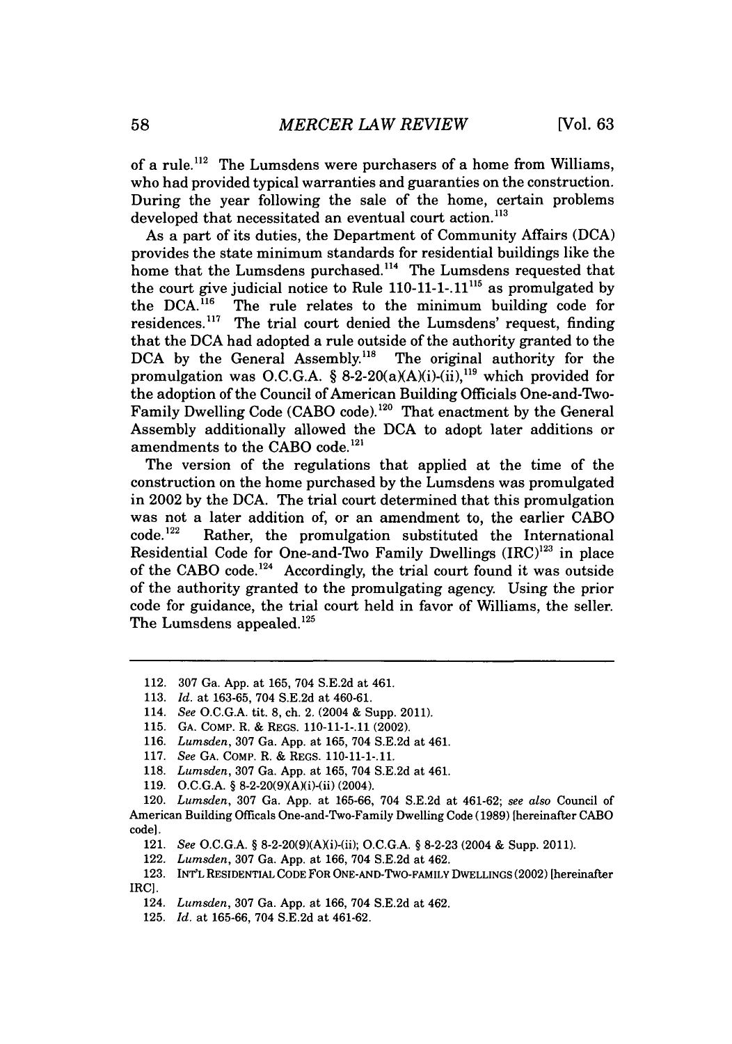of a rule.[112] The Lumsdens were purchasers of a home from Williams, who had provided typical warranties and guaranties on the construction. During the year following the sale of the home, certain problems developed that necessitated an eventual court action.[113]

As a part of its duties, the Department of Community Affairs (DCA) provides the state minimum standards for residential buildings like the home that the Lumsdens purchased.[114] The Lumsdens requested that the court give judicial notice to Rule 110-11-1-.11[115] as promulgated by the DCA.[116] The rule relates to the minimum building code for residences.[117] The trial court denied the Lumsdens' request, finding that the DCA had adopted a rule outside of the authority granted to the DCA by the General Assembly.[118] The original authority for the promulgation was O.C.G.A. § 8-2-20(a)(A)(i)-(ii),[119] which provided for the adoption of the Council of American Building Officials One-and-Two-Family Dwelling Code (CABO code).[120] That enactment by the General Assembly additionally allowed the DCA to adopt later additions or amendments to the CABO code.[121]

The version of the regulations that applied at the time of the construction on the home purchased by the Lumsdens was promulgated in 2002 by the DCA. The trial court determined that this promulgation was not a later addition of, or an amendment to, the earlier CABO code.[122] Rather, the promulgation substituted the International Residential Code for One-and-Two Family Dwellings (IRC)[123] in place of the CABO code.[124] Accordingly, the trial court found it was outside of the authority granted to the promulgating agency. Using the prior code for guidance, the trial court held in favor of Williams, the seller. The Lumsdens appealed.[125]

---

112. 307 Ga. App. at 165, 704 S.E.2d at 461.

113. *Id.* at 163-65, 704 S.E.2d at 460-61.

114. *See* O.C.G.A. tit. 8, ch. 2. (2004 & Supp. 2011).

115. GA. COMP. R. & REGS. 110-11-1-.11 (2002).

116. *Lumsden*, 307 Ga. App. at 165, 704 S.E.2d at 461.

117. *See* GA. COMP. R. & REGS. 110-11-1-.11.

118. *Lumsden*, 307 Ga. App. at 165, 704 S.E.2d at 461.

119. O.C.G.A. § 8-2-20(9)(A)(i)-(ii) (2004).

120. *Lumsden*, 307 Ga. App. at 165-66, 704 S.E.2d at 461-62; *see also* Council of American Building Officals One-and-Two-Family Dwelling Code (1989) [hereinafter CABO code].

121. *See* O.C.G.A. § 8-2-20(9)(A)(i)-(ii); O.C.G.A. § 8-2-23 (2004 & Supp. 2011).

122. *Lumsden*, 307 Ga. App. at 166, 704 S.E.2d at 462.

123. INT'L RESIDENTIAL CODE FOR ONE-AND-TWO-FAMILY DWELLINGS (2002) [hereinafter IRC].

124. *Lumsden*, 307 Ga. App. at 166, 704 S.E.2d at 462.

125. *Id.* at 165-66, 704 S.E.2d at 461-62.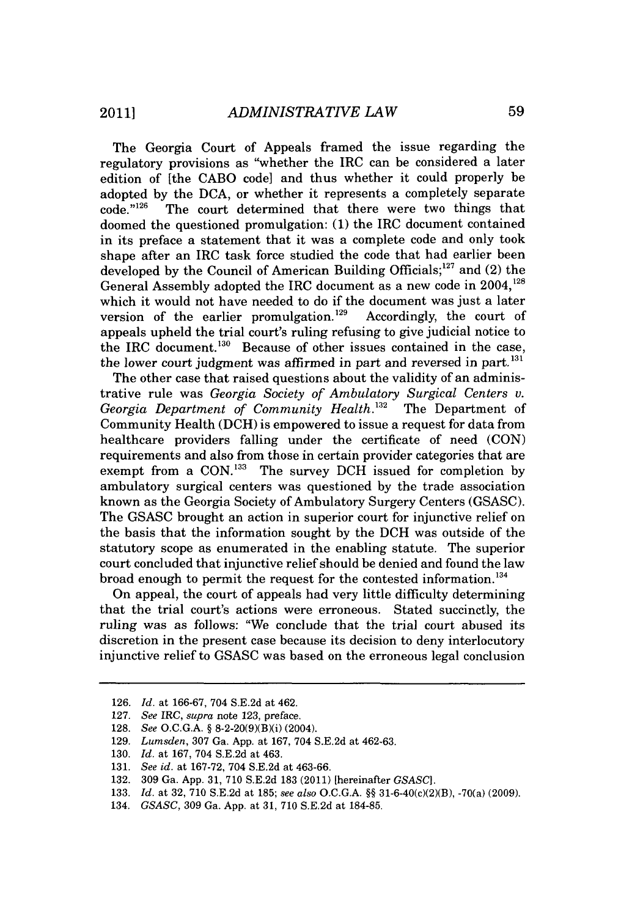The Georgia Court of Appeals framed the issue regarding the regulatory provisions as "whether the IRC can be considered a later edition of [the CABO code] and thus whether it could properly be adopted by the DCA, or whether it represents a completely separate code."[126] The court determined that there were two things that doomed the questioned promulgation: (1) the IRC document contained in its preface a statement that it was a complete code and only took shape after an IRC task force studied the code that had earlier been developed by the Council of American Building Officials;[127] and (2) the General Assembly adopted the IRC document as a new code in 2004,[128] which it would not have needed to do if the document was just a later version of the earlier promulgation.[129] Accordingly, the court of appeals upheld the trial court's ruling refusing to give judicial notice to the IRC document.[130] Because of other issues contained in the case, the lower court judgment was affirmed in part and reversed in part.[131]

The other case that raised questions about the validity of an administrative rule was *Georgia Society of Ambulatory Surgical Centers v. Georgia Department of Community Health*.[132] The Department of Community Health (DCH) is empowered to issue a request for data from healthcare providers falling under the certificate of need (CON) requirements and also from those in certain provider categories that are exempt from a CON.[133] The survey DCH issued for completion by ambulatory surgical centers was questioned by the trade association known as the Georgia Society of Ambulatory Surgery Centers (GSASC). The GSASC brought an action in superior court for injunctive relief on the basis that the information sought by the DCH was outside of the statutory scope as enumerated in the enabling statute. The superior court concluded that injunctive relief should be denied and found the law broad enough to permit the request for the contested information.[134]

On appeal, the court of appeals had very little difficulty determining that the trial court's actions were erroneous. Stated succinctly, the ruling was as follows: "We conclude that the trial court abused its discretion in the present case because its decision to deny interlocutory injunctive relief to GSASC was based on the erroneous legal conclusion

---

126. *Id.* at 166-67, 704 S.E.2d at 462.

127. *See IRC*, *supra* note 123, preface.

128. *See* O.C.G.A. § 8-2-20(9)(B)(i) (2004).

129. *Lumsden*, 307 Ga. App. at 167, 704 S.E.2d at 462-63.

130. *Id.* at 167, 704 S.E.2d at 463.

131. *See id.* at 167-72, 704 S.E.2d at 463-66.

132. 309 Ga. App. 31, 710 S.E.2d 183 (2011) [hereinafter *GSASC*].

133. *Id.* at 32, 710 S.E.2d at 185; *see also* O.C.G.A. §§ 31-6-40(c)(2)(B), -70(a) (2009).

134. *GSASC*, 309 Ga. App. at 31, 710 S.E.2d at 184-85.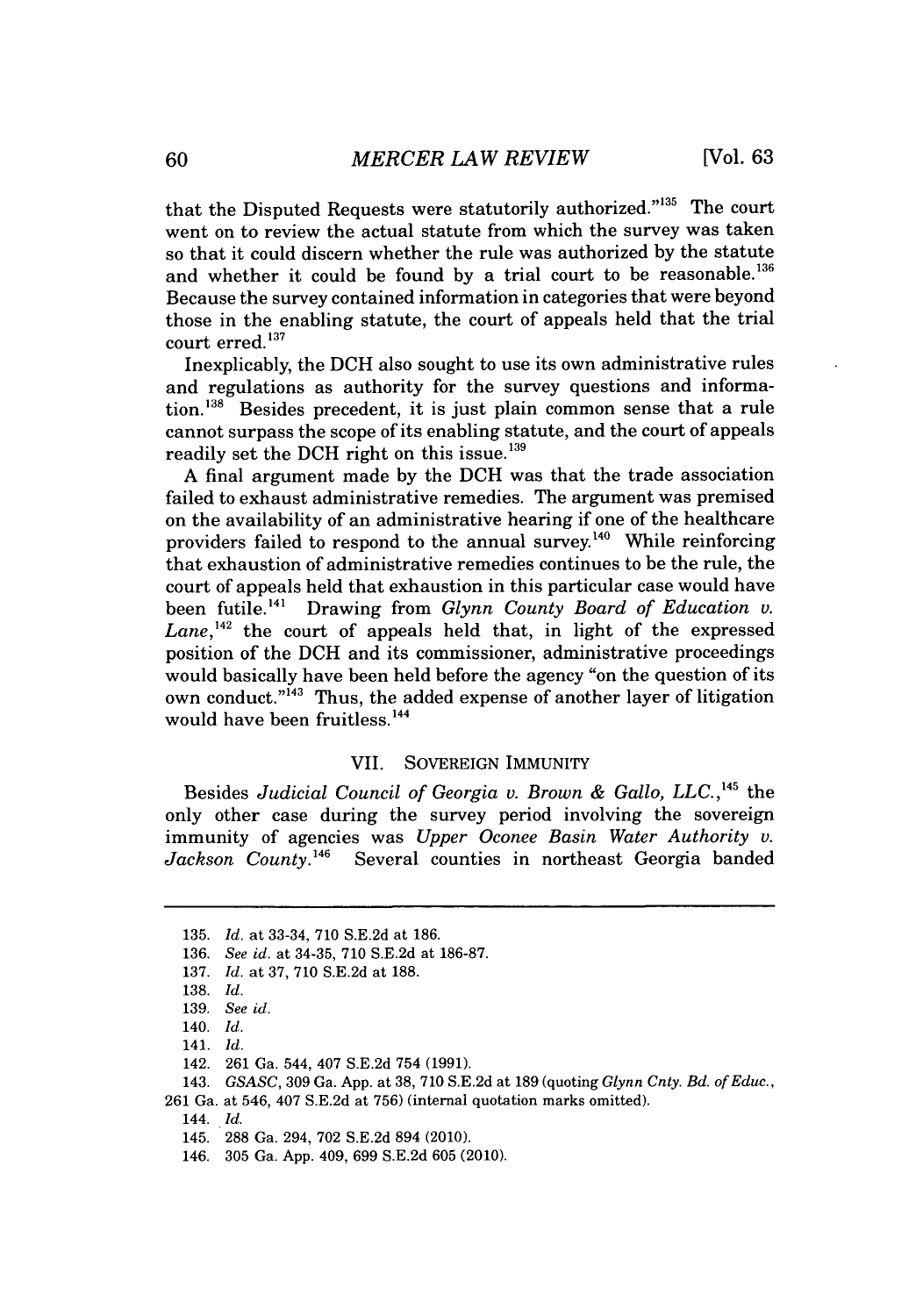that the Disputed Requests were statutorily authorized."[135] The court went on to review the actual statute from which the survey was taken so that it could discern whether the rule was authorized by the statute and whether it could be found by a trial court to be reasonable.[136] Because the survey contained information in categories that were beyond those in the enabling statute, the court of appeals held that the trial court erred.[137]

Inexplicably, the DCH also sought to use its own administrative rules and regulations as authority for the survey questions and information.[138] Besides precedent, it is just plain common sense that a rule cannot surpass the scope of its enabling statute, and the court of appeals readily set the DCH right on this issue.[139]

A final argument made by the DCH was that the trade association failed to exhaust administrative remedies. The argument was premised on the availability of an administrative hearing if one of the healthcare providers failed to respond to the annual survey.[140] While reinforcing that exhaustion of administrative remedies continues to be the rule, the court of appeals held that exhaustion in this particular case would have been futile.[141] Drawing from *Glynn County Board of Education v. Lane*,[142] the court of appeals held that, in light of the expressed position of the DCH and its commissioner, administrative proceedings would basically have been held before the agency "on the question of its own conduct."[143] Thus, the added expense of another layer of litigation would have been fruitless.[144]

## VII. SOVEREIGN IMMUNITY

Besides *Judicial Council of Georgia v. Brown & Gallo, LLC.*,[145] the only other case during the survey period involving the sovereign immunity of agencies was *Upper Oconee Basin Water Authority v. Jackson County*.[146] Several counties in northeast Georgia banded

---

135. *Id.* at 33-34, 710 S.E.2d at 186.

136. *See id.* at 34-35, 710 S.E.2d at 186-87.

137. *Id.* at 37, 710 S.E.2d at 188.

138. *Id.*

139. *See id.*

140. *Id.*

141. *Id.*

142. 261 Ga. 544, 407 S.E.2d 754 (1991).

143. *GSASC*, 309 Ga. App. at 38, 710 S.E.2d at 189 (quoting *Glynn Cnty. Bd. of Educ.*, 261 Ga. at 546, 407 S.E.2d at 756) (internal quotation marks omitted).

144. *Id.*

145. 288 Ga. 294, 702 S.E.2d 894 (2010).

146. 305 Ga. App. 409, 699 S.E.2d 605 (2010).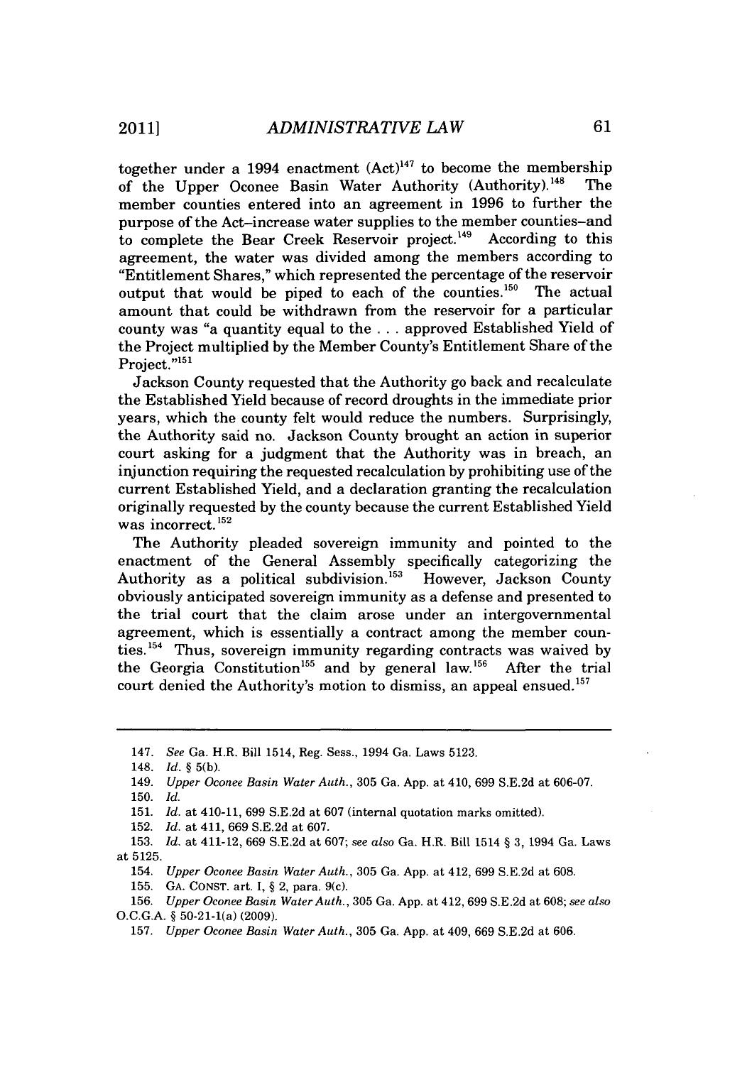together under a 1994 enactment (Act)[147] to become the membership of the Upper Oconee Basin Water Authority (Authority).[148] The member counties entered into an agreement in 1996 to further the purpose of the Act–increase water supplies to the member counties–and to complete the Bear Creek Reservoir project.[149] According to this agreement, the water was divided among the members according to "Entitlement Shares," which represented the percentage of the reservoir output that would be piped to each of the counties.[150] The actual amount that could be withdrawn from the reservoir for a particular county was "a quantity equal to the . . . approved Established Yield of the Project multiplied by the Member County's Entitlement Share of the Project."[151]

Jackson County requested that the Authority go back and recalculate the Established Yield because of record droughts in the immediate prior years, which the county felt would reduce the numbers. Surprisingly, the Authority said no. Jackson County brought an action in superior court asking for a judgment that the Authority was in breach, an injunction requiring the requested recalculation by prohibiting use of the current Established Yield, and a declaration granting the recalculation originally requested by the county because the current Established Yield was incorrect.[152]

The Authority pleaded sovereign immunity and pointed to the enactment of the General Assembly specifically categorizing the Authority as a political subdivision.[153] However, Jackson County obviously anticipated sovereign immunity as a defense and presented to the trial court that the claim arose under an intergovernmental agreement, which is essentially a contract among the member counties.[154] Thus, sovereign immunity regarding contracts was waived by the Georgia Constitution[155] and by general law.[156] After the trial court denied the Authority's motion to dismiss, an appeal ensued.[157]

---

147. *See* Ga. H.R. Bill 1514, Reg. Sess., 1994 Ga. Laws 5123.

148. *Id.* § 5(b).

149. *Upper Oconee Basin Water Auth.*, 305 Ga. App. at 410, 699 S.E.2d at 606-07.

150. *Id.*

151. *Id.* at 410-11, 699 S.E.2d at 607 (internal quotation marks omitted).

152. *Id.* at 411, 669 S.E.2d at 607.

153. *Id.* at 411-12, 669 S.E.2d at 607; *see also* Ga. H.R. Bill 1514 § 3, 1994 Ga. Laws at 5125.

154. *Upper Oconee Basin Water Auth.*, 305 Ga. App. at 412, 699 S.E.2d at 608.

155. GA. CONST. art. I, § 2, para. 9(c).

156. *Upper Oconee Basin Water Auth.*, 305 Ga. App. at 412, 699 S.E.2d at 608; *see also* O.C.G.A. § 50-21-1(a) (2009).

157. *Upper Oconee Basin Water Auth.*, 305 Ga. App. at 409, 669 S.E.2d at 606.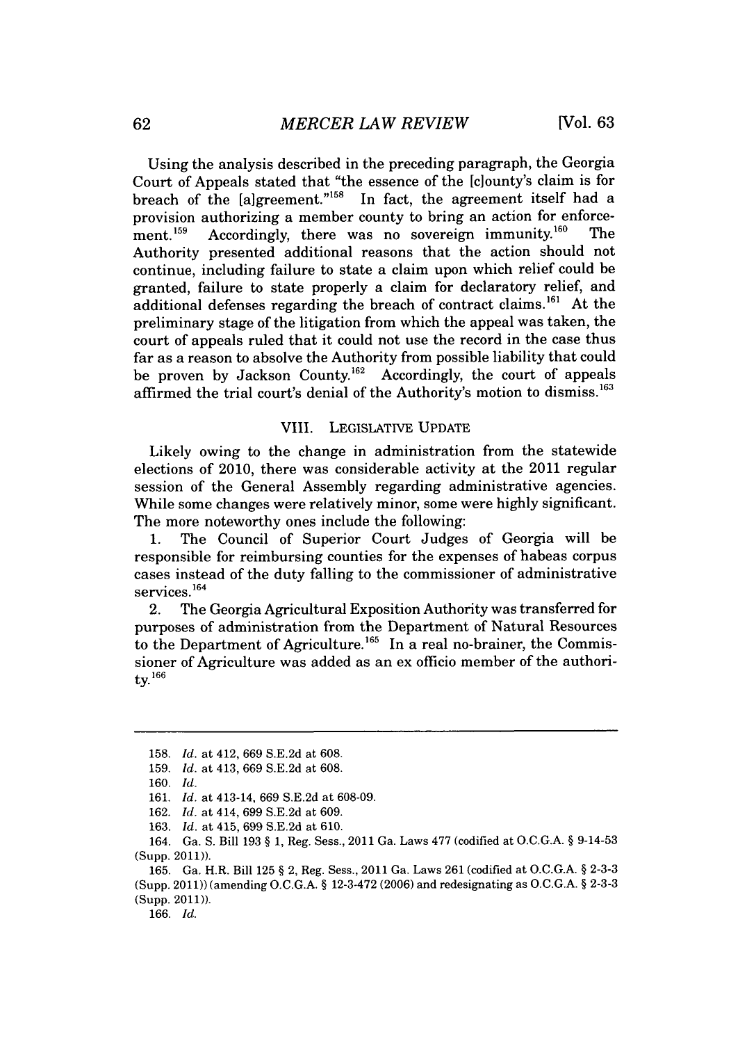Using the analysis described in the preceding paragraph, the Georgia Court of Appeals stated that "the essence of the [c]ounty's claim is for breach of the [a]greement."[158] In fact, the agreement itself had a provision authorizing a member county to bring an action for enforcement.[159] Accordingly, there was no sovereign immunity.[160] The Authority presented additional reasons that the action should not continue, including failure to state a claim upon which relief could be granted, failure to state properly a claim for declaratory relief, and additional defenses regarding the breach of contract claims.[161] At the preliminary stage of the litigation from which the appeal was taken, the court of appeals ruled that it could not use the record in the case thus far as a reason to absolve the Authority from possible liability that could be proven by Jackson County.[162] Accordingly, the court of appeals affirmed the trial court's denial of the Authority's motion to dismiss.[163]

## VIII. LEGISLATIVE UPDATE

Likely owing to the change in administration from the statewide elections of 2010, there was considerable activity at the 2011 regular session of the General Assembly regarding administrative agencies. While some changes were relatively minor, some were highly significant. The more noteworthy ones include the following:

1. The Council of Superior Court Judges of Georgia will be responsible for reimbursing counties for the expenses of habeas corpus cases instead of the duty falling to the commissioner of administrative services.[164]

2. The Georgia Agricultural Exposition Authority was transferred for purposes of administration from the Department of Natural Resources to the Department of Agriculture.[165] In a real no-brainer, the Commissioner of Agriculture was added as an ex officio member of the authority.[166]

---

158. *Id.* at 412, 669 S.E.2d at 608.

159. *Id.* at 413, 669 S.E.2d at 608.

160. *Id.*

161. *Id.* at 413-14, 669 S.E.2d at 608-09.

162. *Id.* at 414, 699 S.E.2d at 609.

163. *Id.* at 415, 699 S.E.2d at 610.

164. Ga. S. Bill 193 § 1, Reg. Sess., 2011 Ga. Laws 477 (codified at O.C.G.A. § 9-14-53 (Supp. 2011)).

165. Ga. H.R. Bill 125 § 2, Reg. Sess., 2011 Ga. Laws 261 (codified at O.C.G.A. § 2-3-3 (Supp. 2011)) (amending O.C.G.A. § 12-3-472 (2006) and redesignating as O.C.G.A. § 2-3-3 (Supp. 2011)).

166. *Id.*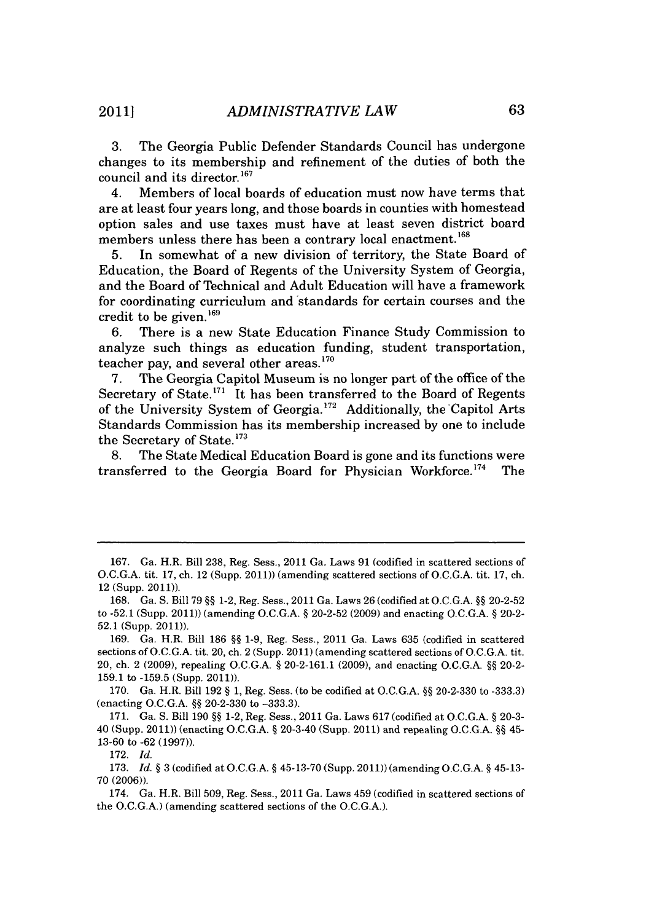3. The Georgia Public Defender Standards Council has undergone changes to its membership and refinement of the duties of both the council and its director.[167]

4. Members of local boards of education must now have terms that are at least four years long, and those boards in counties with homestead option sales and use taxes must have at least seven district board members unless there has been a contrary local enactment.[168]

5. In somewhat of a new division of territory, the State Board of Education, the Board of Regents of the University System of Georgia, and the Board of Technical and Adult Education will have a framework for coordinating curriculum and standards for certain courses and the credit to be given.[169]

6. There is a new State Education Finance Study Commission to analyze such things as education funding, student transportation, teacher pay, and several other areas.[170]

7. The Georgia Capitol Museum is no longer part of the office of the Secretary of State.[171] It has been transferred to the Board of Regents of the University System of Georgia.[172] Additionally, the Capitol Arts Standards Commission has its membership increased by one to include the Secretary of State.[173]

8. The State Medical Education Board is gone and its functions were transferred to the Georgia Board for Physician Workforce.[174] The

---

167. Ga. H.R. Bill 238, Reg. Sess., 2011 Ga. Laws 91 (codified in scattered sections of O.C.G.A. tit. 17, ch. 12 (Supp. 2011)) (amending scattered sections of O.C.G.A. tit. 17, ch. 12 (Supp. 2011)).

168. Ga. S. Bill 79 §§ 1-2, Reg. Sess., 2011 Ga. Laws 26 (codified at O.C.G.A. §§ 20-2-52 to -52.1 (Supp. 2011)) (amending O.C.G.A. § 20-2-52 (2009) and enacting O.C.G.A. § 20-2-52.1 (Supp. 2011)).

169. Ga. H.R. Bill 186 §§ 1-9, Reg. Sess., 2011 Ga. Laws 635 (codified in scattered sections of O.C.G.A. tit. 20, ch. 2 (Supp. 2011) (amending scattered sections of O.C.G.A. tit. 20, ch. 2 (2009), repealing O.C.G.A. § 20-2-161.1 (2009), and enacting O.C.G.A. §§ 20-2-159.1 to -159.5 (Supp. 2011)).

170. Ga. H.R. Bill 192 § 1, Reg. Sess. (to be codified at O.C.G.A. §§ 20-2-330 to -333.3) (enacting O.C.G.A. §§ 20-2-330 to -333.3).

171. Ga. S. Bill 190 §§ 1-2, Reg. Sess., 2011 Ga. Laws 617 (codified at O.C.G.A. § 20-3-40 (Supp. 2011)) (enacting O.C.G.A. § 20-3-40 (Supp. 2011) and repealing O.C.G.A. §§ 45-13-60 to -62 (1997)).

172. *Id.*

173. *Id.* § 3 (codified at O.C.G.A. § 45-13-70 (Supp. 2011)) (amending O.C.G.A. § 45-13-70 (2006)).

174. Ga. H.R. Bill 509, Reg. Sess., 2011 Ga. Laws 459 (codified in scattered sections of the O.C.G.A.) (amending scattered sections of the O.C.G.A.).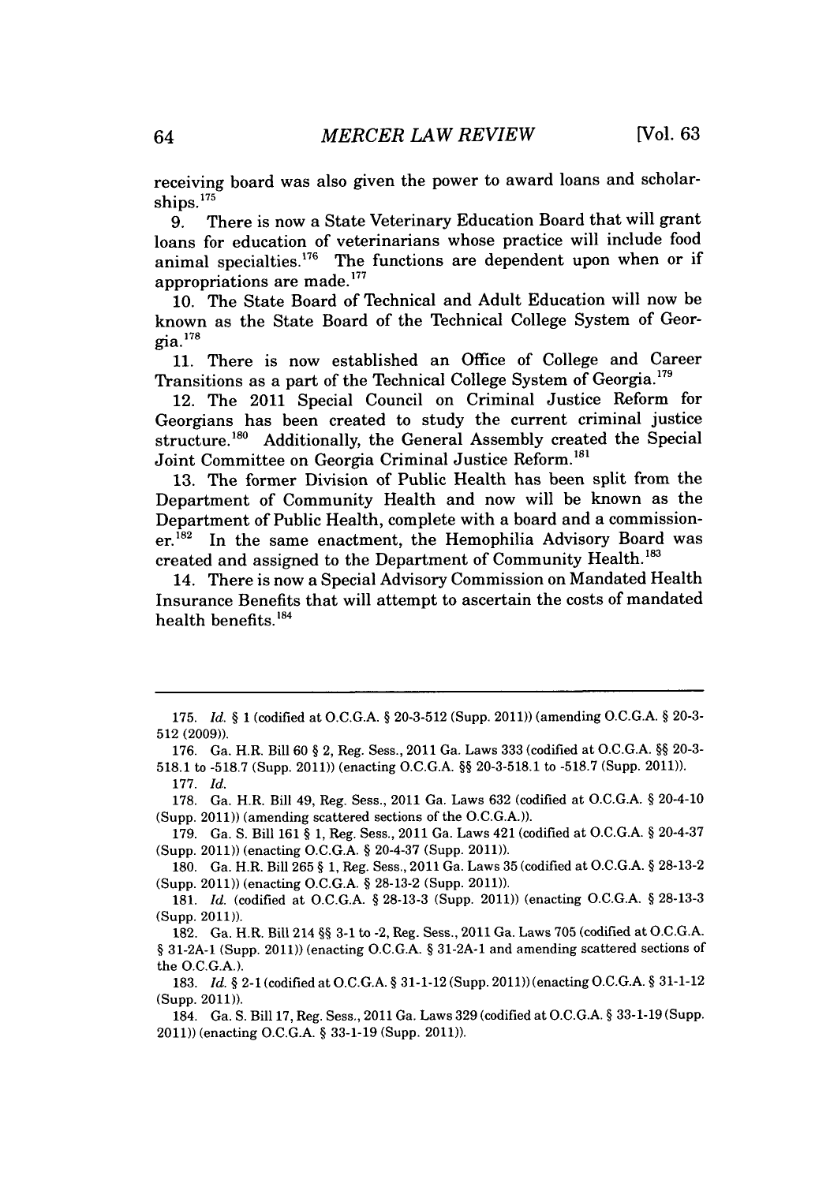receiving board was also given the power to award loans and scholarships.[175]

9. There is now a State Veterinary Education Board that will grant loans for education of veterinarians whose practice will include food animal specialties.[176] The functions are dependent upon when or if appropriations are made.[177]

10. The State Board of Technical and Adult Education will now be known as the State Board of the Technical College System of Georgia.[178]

11. There is now established an Office of College and Career Transitions as a part of the Technical College System of Georgia.[179]

12. The 2011 Special Council on Criminal Justice Reform for Georgians has been created to study the current criminal justice structure.[180] Additionally, the General Assembly created the Special Joint Committee on Georgia Criminal Justice Reform.[181]

13. The former Division of Public Health has been split from the Department of Community Health and now will be known as the Department of Public Health, complete with a board and a commissioner.[182] In the same enactment, the Hemophilia Advisory Board was created and assigned to the Department of Community Health.[183]

14. There is now a Special Advisory Commission on Mandated Health Insurance Benefits that will attempt to ascertain the costs of mandated health benefits.[184]

---

175. *Id.* § 1 (codified at O.C.G.A. § 20-3-512 (Supp. 2011)) (amending O.C.G.A. § 20-3-512 (2009)).

176. Ga. H.R. Bill 60 § 2, Reg. Sess., 2011 Ga. Laws 333 (codified at O.C.G.A. §§ 20-3-518.1 to -518.7 (Supp. 2011)) (enacting O.C.G.A. §§ 20-3-518.1 to -518.7 (Supp. 2011)).

177. *Id.*

178. Ga. H.R. Bill 49, Reg. Sess., 2011 Ga. Laws 632 (codified at O.C.G.A. § 20-4-10 (Supp. 2011)) (amending scattered sections of the O.C.G.A.)).

179. Ga. S. Bill 161 § 1, Reg. Sess., 2011 Ga. Laws 421 (codified at O.C.G.A. § 20-4-37 (Supp. 2011)) (enacting O.C.G.A. § 20-4-37 (Supp. 2011)).

180. Ga. H.R. Bill 265 § 1, Reg. Sess., 2011 Ga. Laws 35 (codified at O.C.G.A. § 28-13-2 (Supp. 2011)) (enacting O.C.G.A. § 28-13-2 (Supp. 2011)).

181. *Id.* (codified at O.C.G.A. § 28-13-3 (Supp. 2011)) (enacting O.C.G.A. § 28-13-3 (Supp. 2011)).

182. Ga. H.R. Bill 214 §§ 3-1 to -2, Reg. Sess., 2011 Ga. Laws 705 (codified at O.C.G.A. § 31-2A-1 (Supp. 2011)) (enacting O.C.G.A. § 31-2A-1 and amending scattered sections of the O.C.G.A.).

183. *Id.* § 2-1 (codified at O.C.G.A. § 31-1-12 (Supp. 2011)) (enacting O.C.G.A. § 31-1-12 (Supp. 2011)).

184. Ga. S. Bill 17, Reg. Sess., 2011 Ga. Laws 329 (codified at O.C.G.A. § 33-1-19 (Supp. 2011)) (enacting O.C.G.A. § 33-1-19 (Supp. 2011)).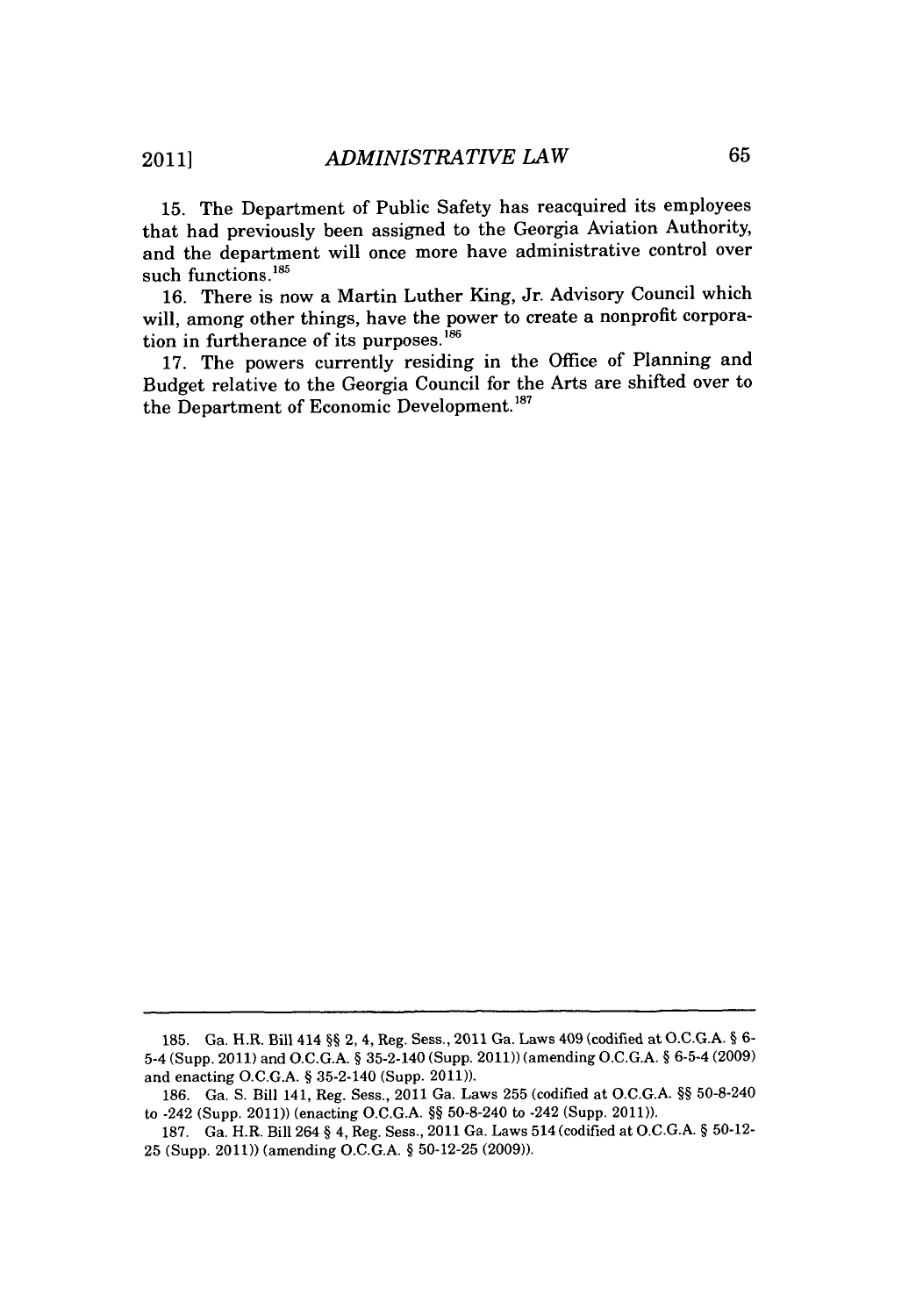15. The Department of Public Safety has reacquired its employees that had previously been assigned to the Georgia Aviation Authority, and the department will once more have administrative control over such functions.[185]

16. There is now a Martin Luther King, Jr. Advisory Council which will, among other things, have the power to create a nonprofit corporation in furtherance of its purposes.[186]

17. The powers currently residing in the Office of Planning and Budget relative to the Georgia Council for the Arts are shifted over to the Department of Economic Development.[187]

---

185. Ga. H.R. Bill 414 §§ 2, 4, Reg. Sess., 2011 Ga. Laws 409 (codified at O.C.G.A. § 6-5-4 (Supp. 2011) and O.C.G.A. § 35-2-140 (Supp. 2011)) (amending O.C.G.A. § 6-5-4 (2009) and enacting O.C.G.A. § 35-2-140 (Supp. 2011)).

186. Ga. S. Bill 141, Reg. Sess., 2011 Ga. Laws 255 (codified at O.C.G.A. §§ 50-8-240 to -242 (Supp. 2011)) (enacting O.C.G.A. §§ 50-8-240 to -242 (Supp. 2011)).

187. Ga. H.R. Bill 264 § 4, Reg. Sess., 2011 Ga. Laws 514 (codified at O.C.G.A. § 50-12-25 (Supp. 2011)) (amending O.C.G.A. § 50-12-25 (2009)).